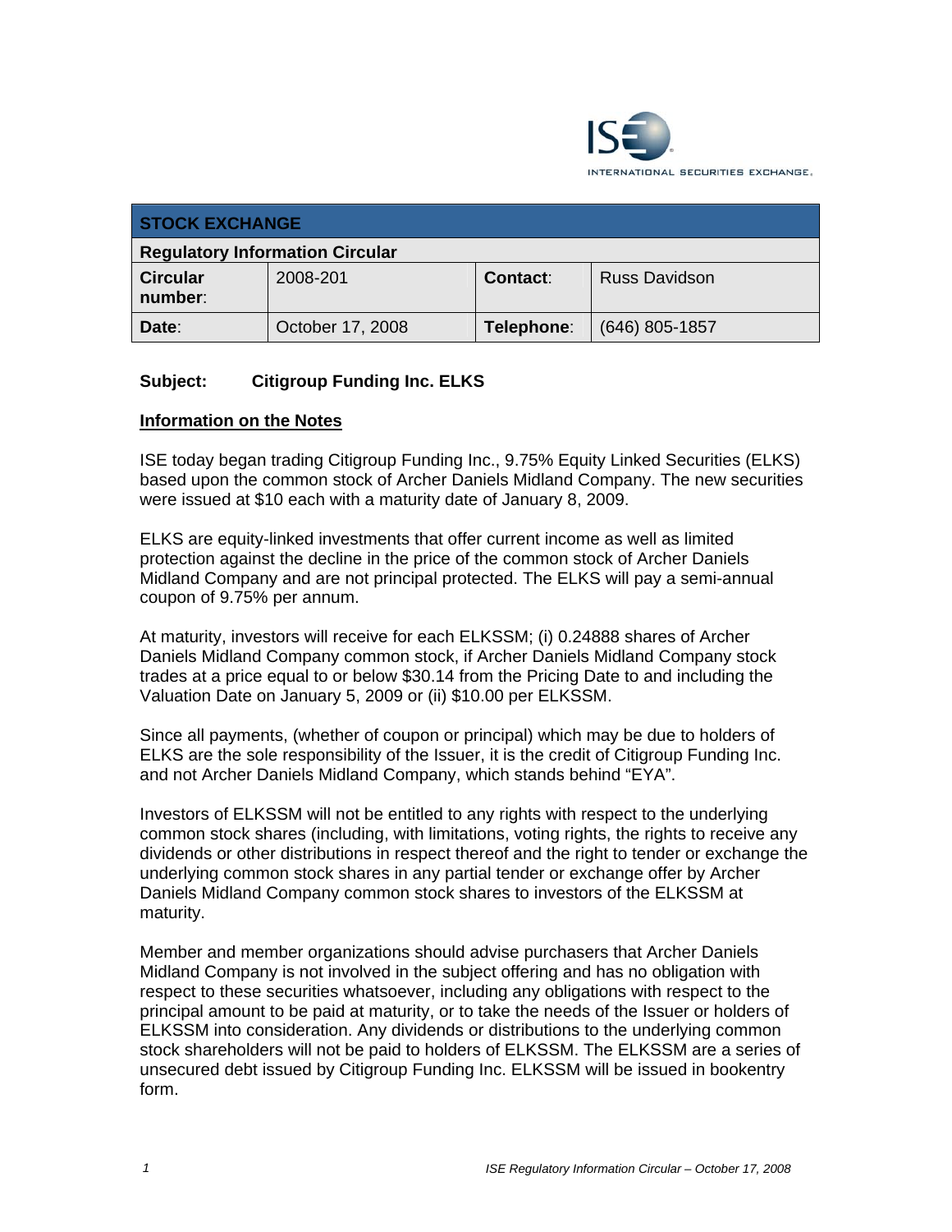INTERNATIONAL SECURITIES EXCHANGE.

| STOCK EXCHANGE | | | |
|---|---|---|---|
| **Regulatory Information Circular** | | | |
| **Circular number**: | 2008-201 | **Contact**: | Russ Davidson |
| **Date**: | October 17, 2008 | **Telephone**: | (646) 805-1857 |

**Subject: Citigroup Funding Inc. ELKS**

**Information on the Notes**

ISE today began trading Citigroup Funding Inc., 9.75% Equity Linked Securities (ELKS) based upon the common stock of Archer Daniels Midland Company. The new securities were issued at $10 each with a maturity date of January 8, 2009.

ELKS are equity-linked investments that offer current income as well as limited protection against the decline in the price of the common stock of Archer Daniels Midland Company and are not principal protected. The ELKS will pay a semi-annual coupon of 9.75% per annum.

At maturity, investors will receive for each ELKSSM; (i) 0.24888 shares of Archer Daniels Midland Company common stock, if Archer Daniels Midland Company stock trades at a price equal to or below $30.14 from the Pricing Date to and including the Valuation Date on January 5, 2009 or (ii) $10.00 per ELKSSM.

Since all payments, (whether of coupon or principal) which may be due to holders of ELKS are the sole responsibility of the Issuer, it is the credit of Citigroup Funding Inc. and not Archer Daniels Midland Company, which stands behind "EYA".

Investors of ELKSSM will not be entitled to any rights with respect to the underlying common stock shares (including, with limitations, voting rights, the rights to receive any dividends or other distributions in respect thereof and the right to tender or exchange the underlying common stock shares in any partial tender or exchange offer by Archer Daniels Midland Company common stock shares to investors of the ELKSSM at maturity.

Member and member organizations should advise purchasers that Archer Daniels Midland Company is not involved in the subject offering and has no obligation with respect to these securities whatsoever, including any obligations with respect to the principal amount to be paid at maturity, or to take the needs of the Issuer or holders of ELKSSM into consideration. Any dividends or distributions to the underlying common stock shareholders will not be paid to holders of ELKSSM. The ELKSSM are a series of unsecured debt issued by Citigroup Funding Inc. ELKSSM will be issued in bookentry form.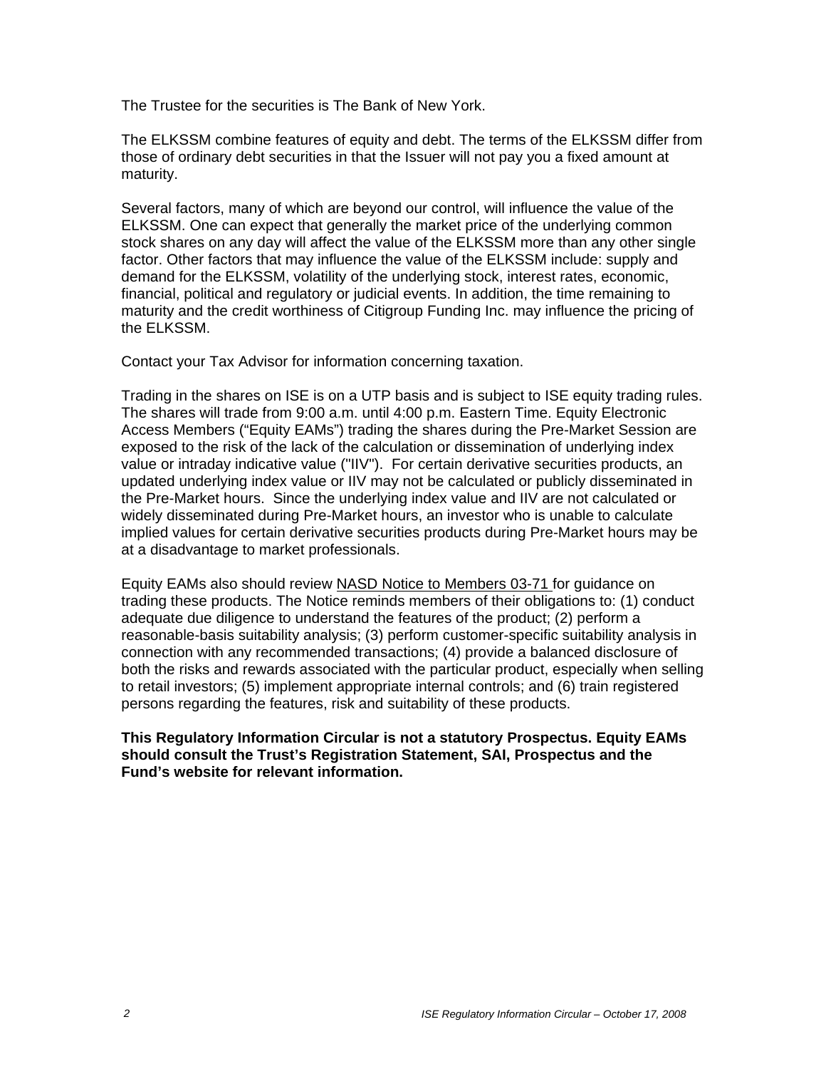The Trustee for the securities is The Bank of New York.

The ELKSSM combine features of equity and debt. The terms of the ELKSSM differ from those of ordinary debt securities in that the Issuer will not pay you a fixed amount at maturity.

Several factors, many of which are beyond our control, will influence the value of the ELKSSM. One can expect that generally the market price of the underlying common stock shares on any day will affect the value of the ELKSSM more than any other single factor. Other factors that may influence the value of the ELKSSM include: supply and demand for the ELKSSM, volatility of the underlying stock, interest rates, economic, financial, political and regulatory or judicial events. In addition, the time remaining to maturity and the credit worthiness of Citigroup Funding Inc. may influence the pricing of the ELKSSM.

Contact your Tax Advisor for information concerning taxation.

Trading in the shares on ISE is on a UTP basis and is subject to ISE equity trading rules. The shares will trade from 9:00 a.m. until 4:00 p.m. Eastern Time. Equity Electronic Access Members ("Equity EAMs") trading the shares during the Pre-Market Session are exposed to the risk of the lack of the calculation or dissemination of underlying index value or intraday indicative value ("IIV"). For certain derivative securities products, an updated underlying index value or IIV may not be calculated or publicly disseminated in the Pre-Market hours. Since the underlying index value and IIV are not calculated or widely disseminated during Pre-Market hours, an investor who is unable to calculate implied values for certain derivative securities products during Pre-Market hours may be at a disadvantage to market professionals.

Equity EAMs also should review NASD Notice to Members 03-71 for guidance on trading these products. The Notice reminds members of their obligations to: (1) conduct adequate due diligence to understand the features of the product; (2) perform a reasonable-basis suitability analysis; (3) perform customer-specific suitability analysis in connection with any recommended transactions; (4) provide a balanced disclosure of both the risks and rewards associated with the particular product, especially when selling to retail investors; (5) implement appropriate internal controls; and (6) train registered persons regarding the features, risk and suitability of these products.

**This Regulatory Information Circular is not a statutory Prospectus. Equity EAMs should consult the Trust's Registration Statement, SAI, Prospectus and the Fund's website for relevant information.**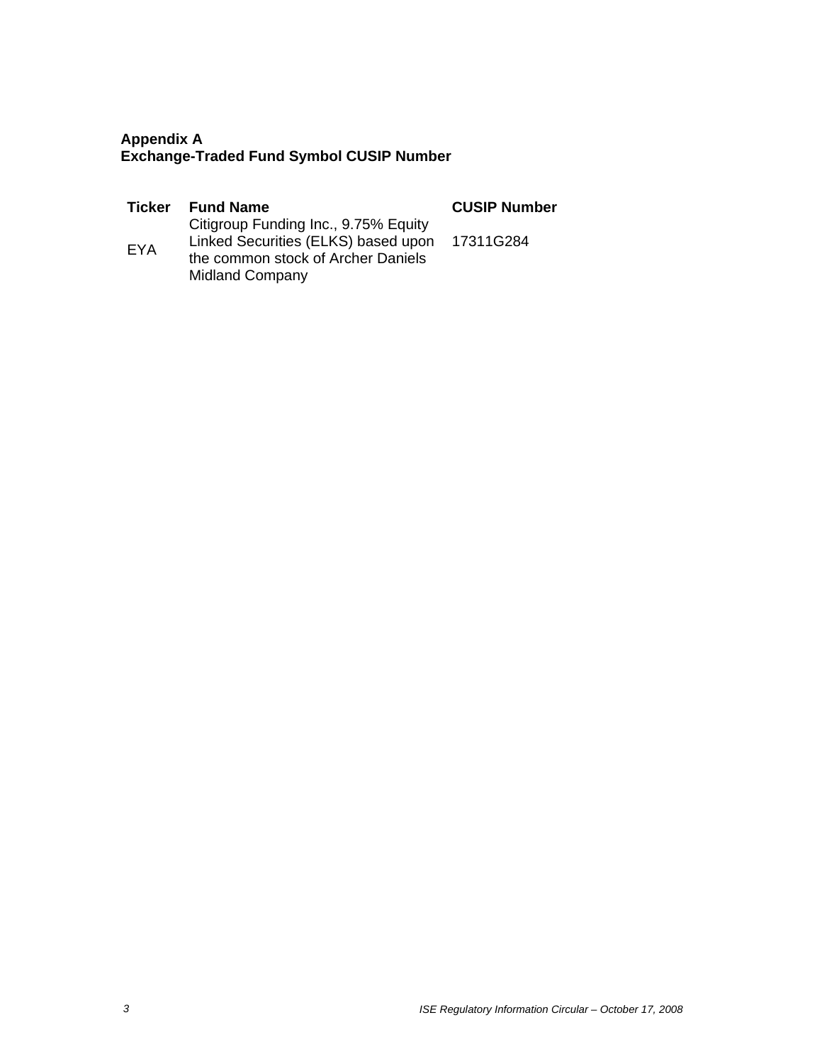**Appendix A**
**Exchange-Traded Fund Symbol CUSIP Number**

| Ticker | Fund Name | CUSIP Number |
|---|---|---|
| EYA | Citigroup Funding Inc., 9.75% Equity Linked Securities (ELKS) based upon the common stock of Archer Daniels Midland Company | 17311G284 |